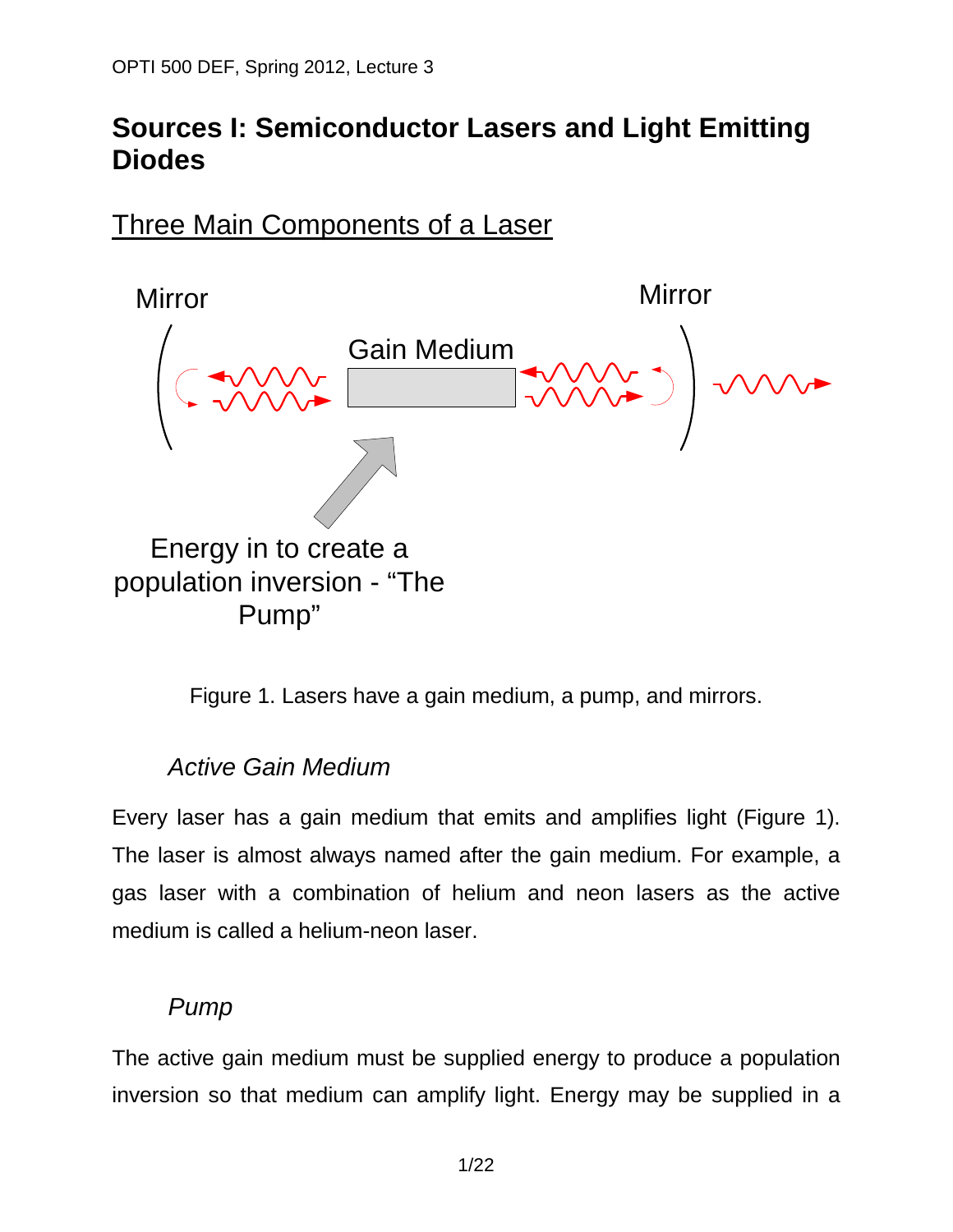# Sources I: Semiconductor Lasers and Light Emitting Diodes

## Three Main Components of a Laser

Figure 1. Lasers have a gain medium, a pump, and mirrors.

### *Active Gain Medium*

Every laser has a gain medium that emits and amplifies light (Figure 1). The laser is almost always named after the gain medium. For example, a gas laser with a combination of helium and neon lasers as the active medium is called a helium-neon laser.

### *Pump*

The active gain medium must be supplied energy to produce a population inversion so that medium can amplify light. Energy may be supplied in a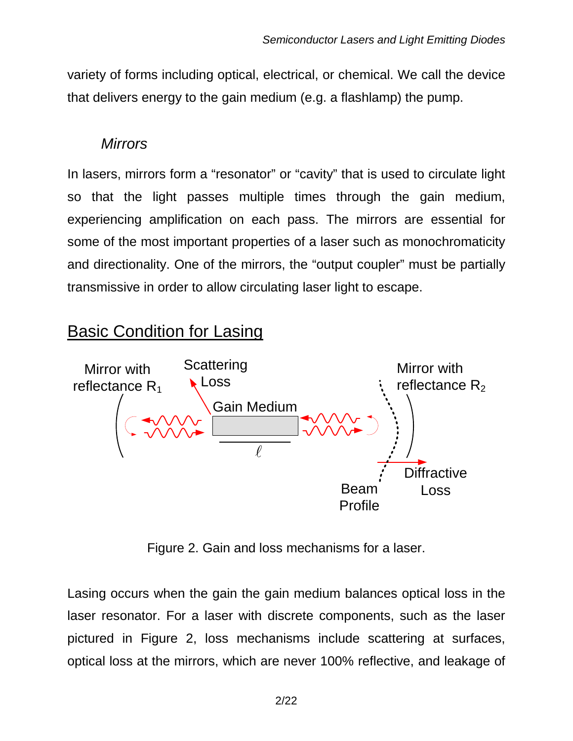variety of forms including optical, electrical, or chemical. We call the device that delivers energy to the gain medium (e.g. a flashlamp) the pump.

### *Mirrors*

In lasers, mirrors form a “resonator” or “cavity” that is used to circulate light so that the light passes multiple times through the gain medium, experiencing amplification on each pass. The mirrors are essential for some of the most important properties of a laser such as monochromaticity and directionality. One of the mirrors, the “output coupler” must be partially transmissive in order to allow circulating laser light to escape.

## Basic Condition for Lasing

Figure 2. Gain and loss mechanisms for a laser.

Lasing occurs when the gain the gain medium balances optical loss in the laser resonator. For a laser with discrete components, such as the laser pictured in Figure 2, loss mechanisms include scattering at surfaces, optical loss at the mirrors, which are never 100% reflective, and leakage of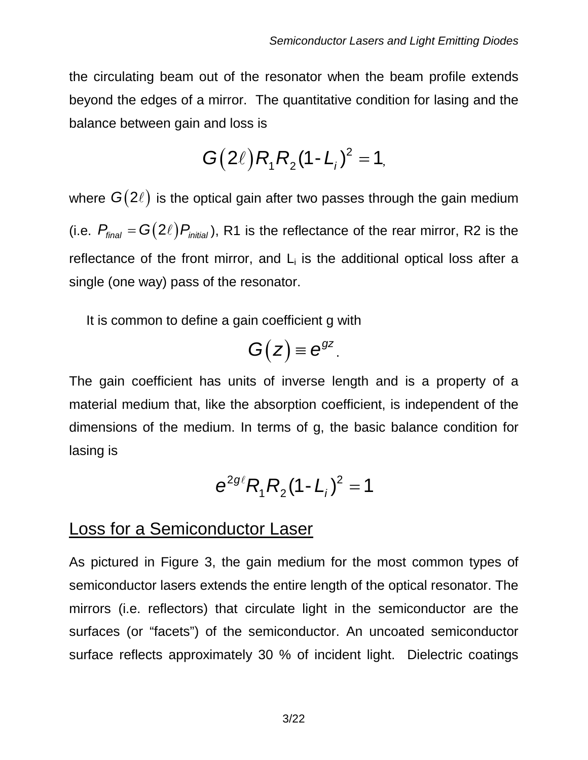the circulating beam out of the resonator when the beam profile extends beyond the edges of a mirror. The quantitative condition for lasing and the balance between gain and loss is

$$G\left(2\ell\right)R_1R_2(1-L_i)^2 = 1,$$

where $G\left(2\ell\right)$ is the optical gain after two passes through the gain medium (i.e. $P_{final} = G\left(2\ell\right)P_{initial}$), R1 is the reflectance of the rear mirror, R2 is the reflectance of the front mirror, and $L_i$ is the additional optical loss after a single (one way) pass of the resonator.

It is common to define a gain coefficient g with

$$G\left(z\right) \equiv e^{gz}.$$

The gain coefficient has units of inverse length and is a property of a material medium that, like the absorption coefficient, is independent of the dimensions of the medium. In terms of g, the basic balance condition for lasing is

$$e^{2g\ell}R_1R_2(1-L_i)^2 = 1$$

## Loss for a Semiconductor Laser

As pictured in Figure 3, the gain medium for the most common types of semiconductor lasers extends the entire length of the optical resonator. The mirrors (i.e. reflectors) that circulate light in the semiconductor are the surfaces (or "facets") of the semiconductor. An uncoated semiconductor surface reflects approximately 30 % of incident light. Dielectric coatings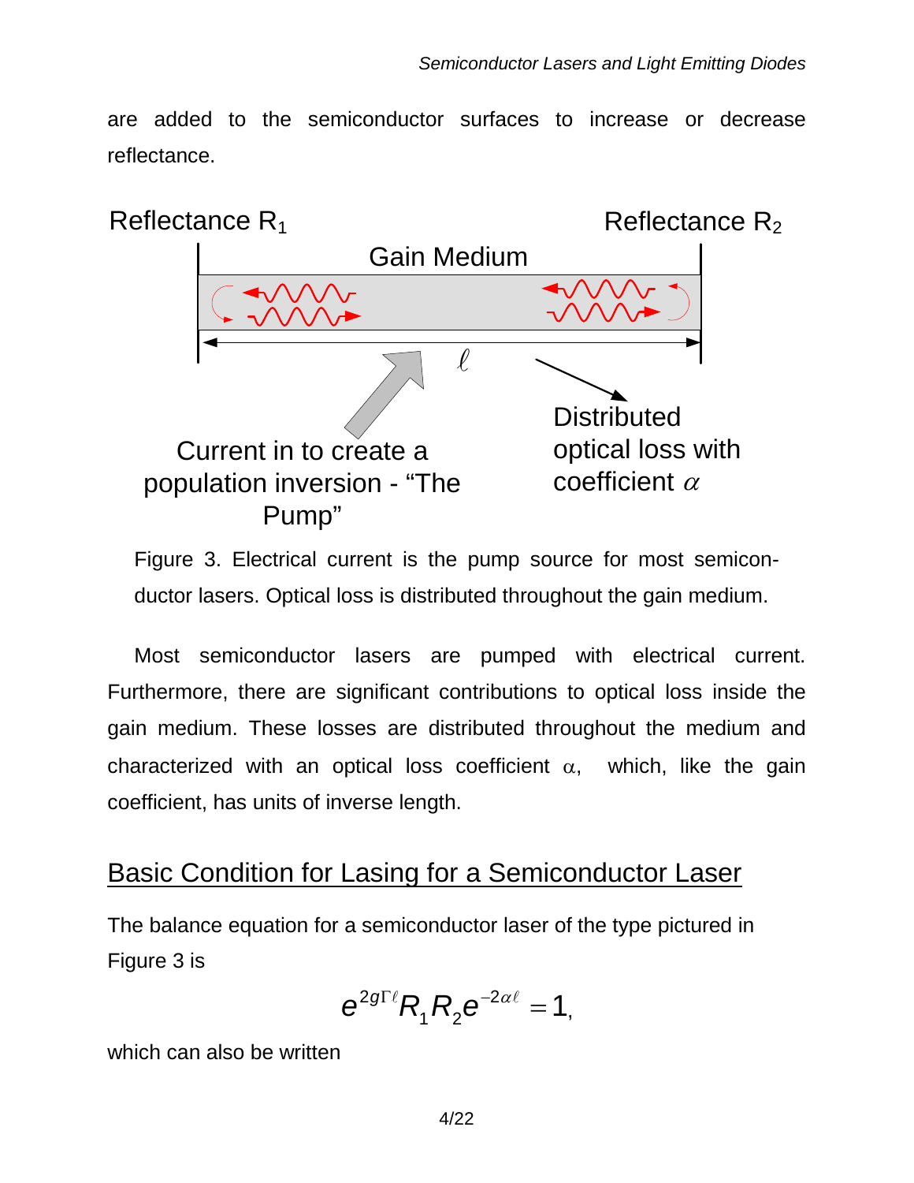are added to the semiconductor surfaces to increase or decrease reflectance.

Figure 3. Electrical current is the pump source for most semiconductor lasers. Optical loss is distributed throughout the gain medium.

Most semiconductor lasers are pumped with electrical current. Furthermore, there are significant contributions to optical loss inside the gain medium. These losses are distributed throughout the medium and characterized with an optical loss coefficient $\alpha$, which, like the gain coefficient, has units of inverse length.

## Basic Condition for Lasing for a Semiconductor Laser

The balance equation for a semiconductor laser of the type pictured in Figure 3 is

$$e^{2g\Gamma\ell}R_1R_2e^{-2\alpha\ell}=1,$$

which can also be written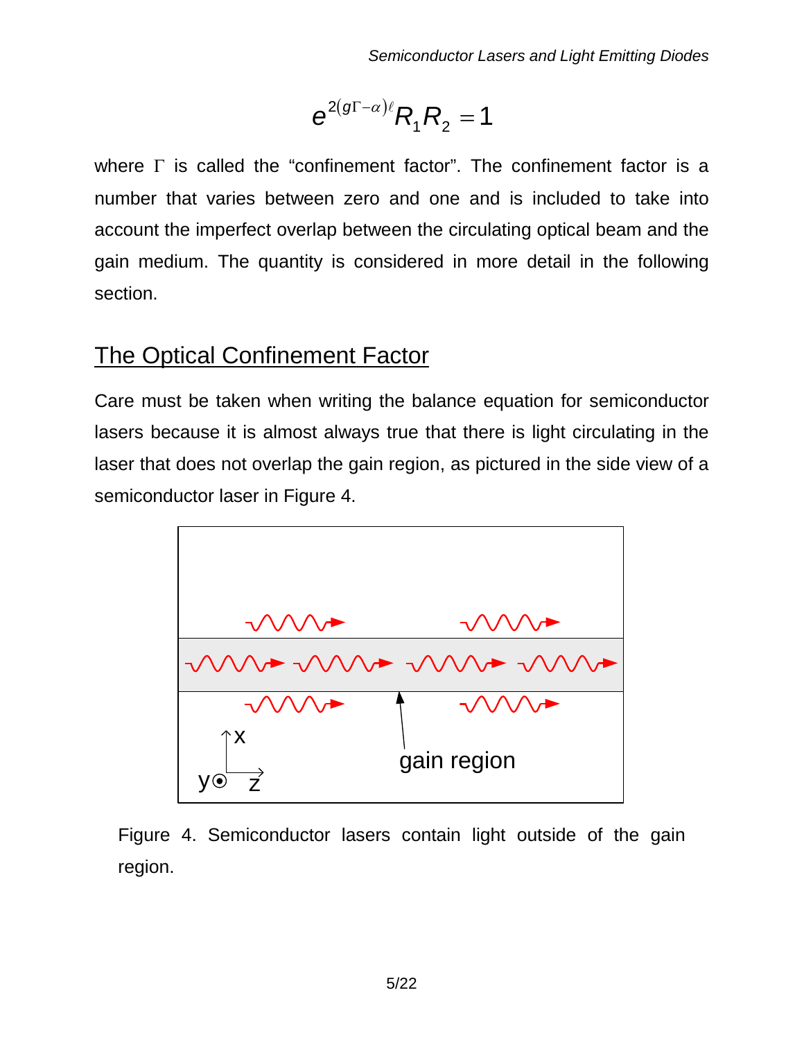$$e^{2(g\Gamma-\alpha)\ell}R_1R_2 = 1$$

where $\Gamma$ is called the "confinement factor". The confinement factor is a number that varies between zero and one and is included to take into account the imperfect overlap between the circulating optical beam and the gain medium. The quantity is considered in more detail in the following section.

## The Optical Confinement Factor

Care must be taken when writing the balance equation for semiconductor lasers because it is almost always true that there is light circulating in the laser that does not overlap the gain region, as pictured in the side view of a semiconductor laser in Figure 4.

Figure 4. Semiconductor lasers contain light outside of the gain region.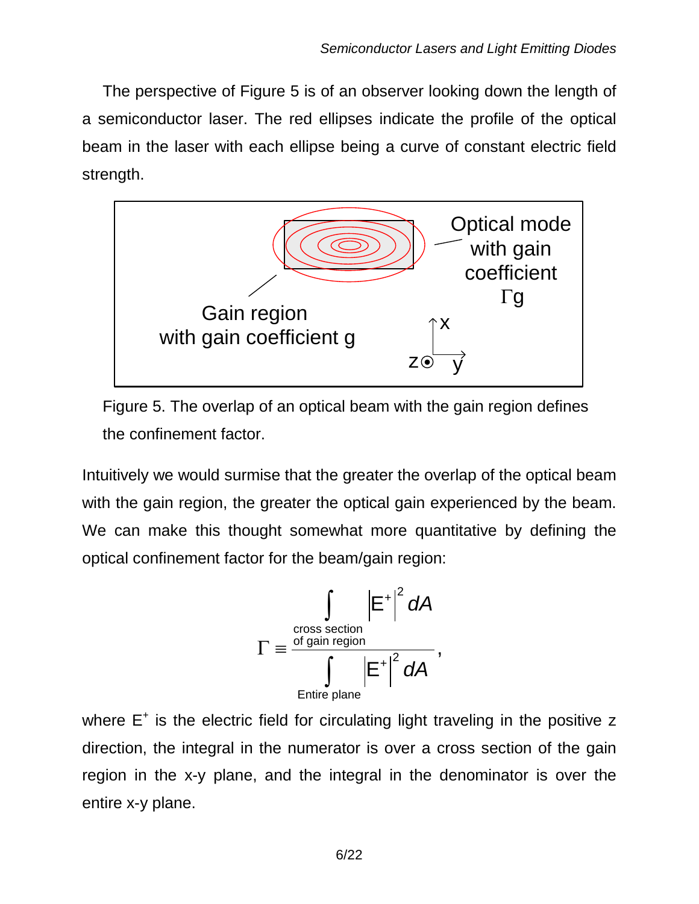The perspective of Figure 5 is of an observer looking down the length of a semiconductor laser. The red ellipses indicate the profile of the optical beam in the laser with each ellipse being a curve of constant electric field strength.

Figure 5. The overlap of an optical beam with the gain region defines the confinement factor.

Intuitively we would surmise that the greater the overlap of the optical beam with the gain region, the greater the optical gain experienced by the beam. We can make this thought somewhat more quantitative by defining the optical confinement factor for the beam/gain region:

$$\Gamma \equiv \frac{\displaystyle\int_{\substack{\text{cross section} \\ \text{of gain region}}} \left|E^{+}\right|^{2} dA}{\displaystyle\int_{\text{Entire plane}} \left|E^{+}\right|^{2} dA},$$

where $E^{+}$ is the electric field for circulating light traveling in the positive z direction, the integral in the numerator is over a cross section of the gain region in the x-y plane, and the integral in the denominator is over the entire x-y plane.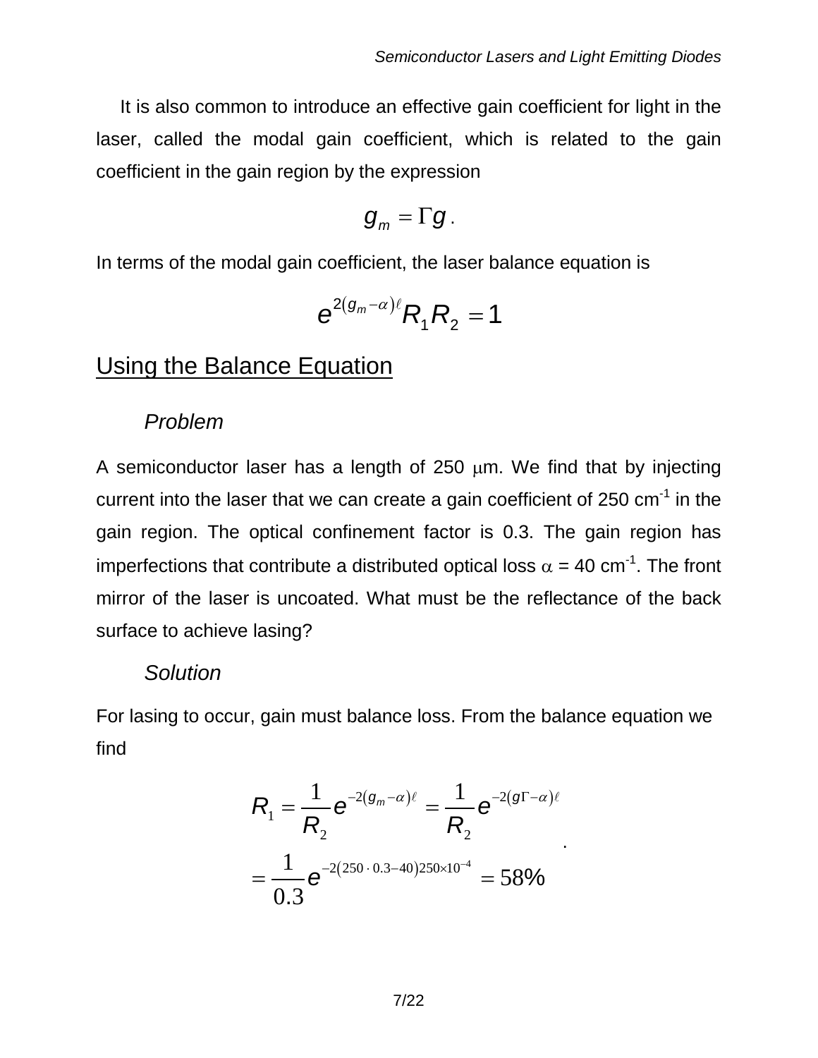It is also common to introduce an effective gain coefficient for light in the laser, called the modal gain coefficient, which is related to the gain coefficient in the gain region by the expression

$$g_m = \Gamma g \,.$$

In terms of the modal gain coefficient, the laser balance equation is

$$e^{2(g_m - \alpha)\ell} R_1 R_2 = 1$$

## Using the Balance Equation

### *Problem*

A semiconductor laser has a length of 250 $\mu$m. We find that by injecting current into the laser that we can create a gain coefficient of 250 cm$^{-1}$ in the gain region. The optical confinement factor is 0.3. The gain region has imperfections that contribute a distributed optical loss $\alpha$ = 40 cm$^{-1}$. The front mirror of the laser is uncoated. What must be the reflectance of the back surface to achieve lasing?

### *Solution*

For lasing to occur, gain must balance loss. From the balance equation we find

$$\begin{aligned} R_1 &= \frac{1}{R_2} e^{-2(g_m - \alpha)\ell} = \frac{1}{R_2} e^{-2(g\Gamma - \alpha)\ell} \\ &= \frac{1}{0.3} e^{-2(250 \cdot 0.3 - 40)250\times10^{-4}} = 58\% \end{aligned} .$$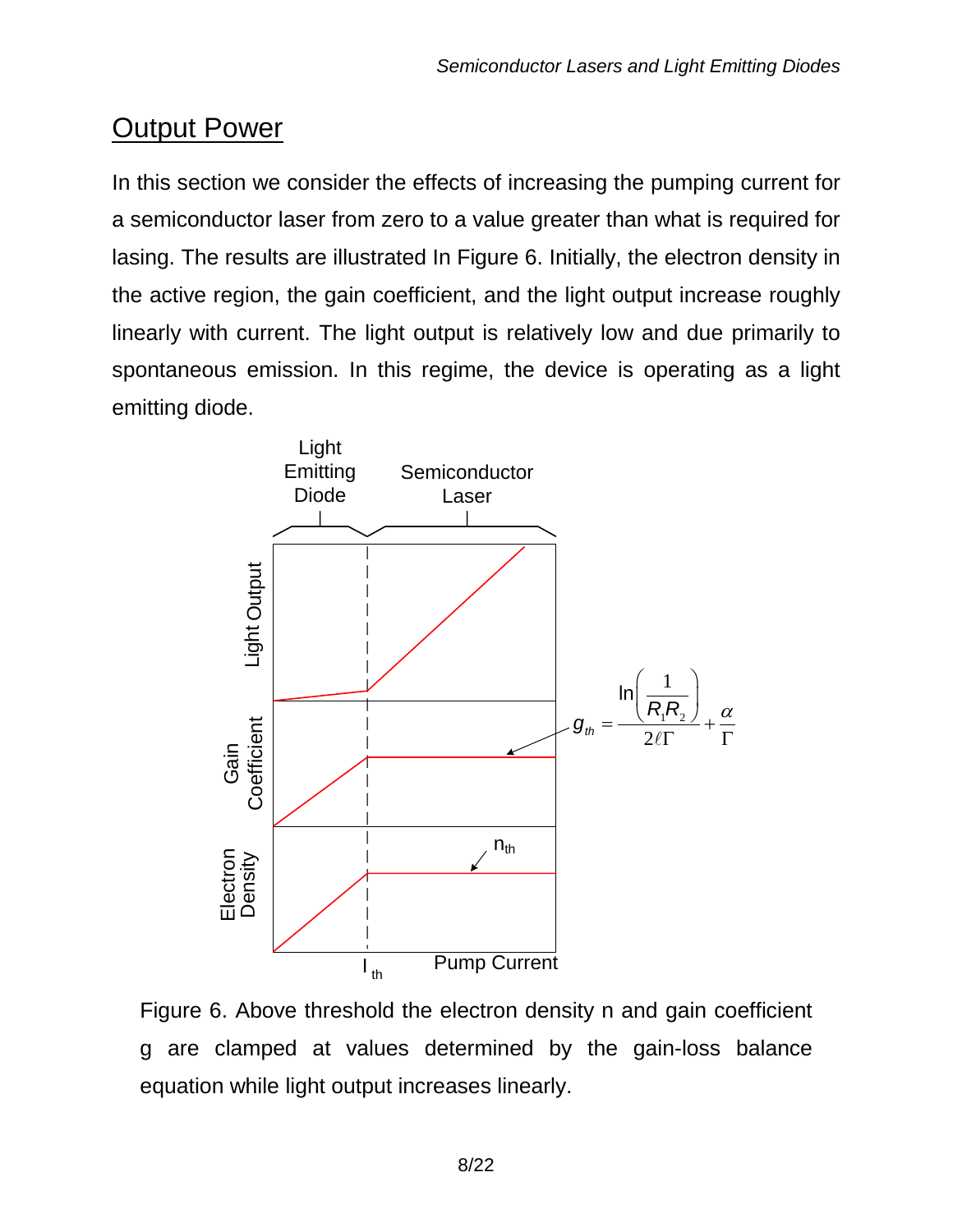## Output Power

In this section we consider the effects of increasing the pumping current for a semiconductor laser from zero to a value greater than what is required for lasing. The results are illustrated In Figure 6. Initially, the electron density in the active region, the gain coefficient, and the light output increase roughly linearly with current. The light output is relatively low and due primarily to spontaneous emission. In this regime, the device is operating as a light emitting diode.

$$g_{th} = \frac{\ln\left(\frac{1}{R_1 R_2}\right)}{2\ell\Gamma} + \frac{\alpha}{\Gamma}$$

Figure 6. Above threshold the electron density n and gain coefficient g are clamped at values determined by the gain-loss balance equation while light output increases linearly.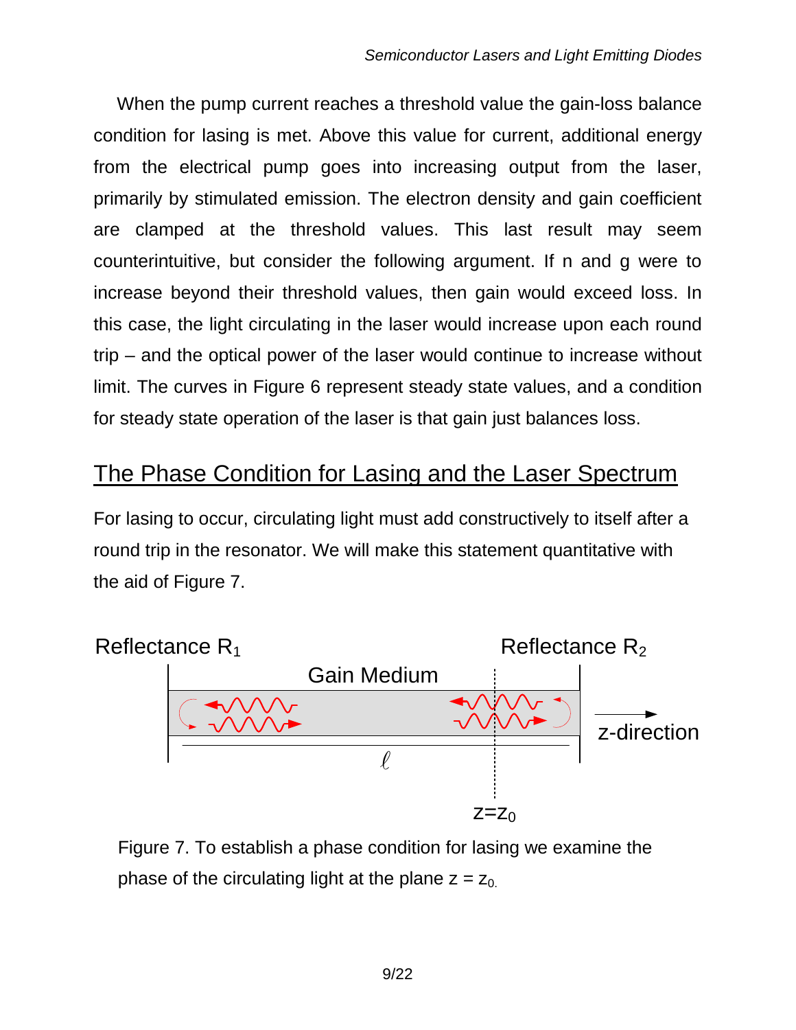When the pump current reaches a threshold value the gain-loss balance condition for lasing is met. Above this value for current, additional energy from the electrical pump goes into increasing output from the laser, primarily by stimulated emission. The electron density and gain coefficient are clamped at the threshold values. This last result may seem counterintuitive, but consider the following argument. If n and g were to increase beyond their threshold values, then gain would exceed loss. In this case, the light circulating in the laser would increase upon each round trip – and the optical power of the laser would continue to increase without limit. The curves in Figure 6 represent steady state values, and a condition for steady state operation of the laser is that gain just balances loss.

## The Phase Condition for Lasing and the Laser Spectrum

For lasing to occur, circulating light must add constructively to itself after a round trip in the resonator. We will make this statement quantitative with the aid of Figure 7.

Figure 7. To establish a phase condition for lasing we examine the phase of the circulating light at the plane $z = z_0$.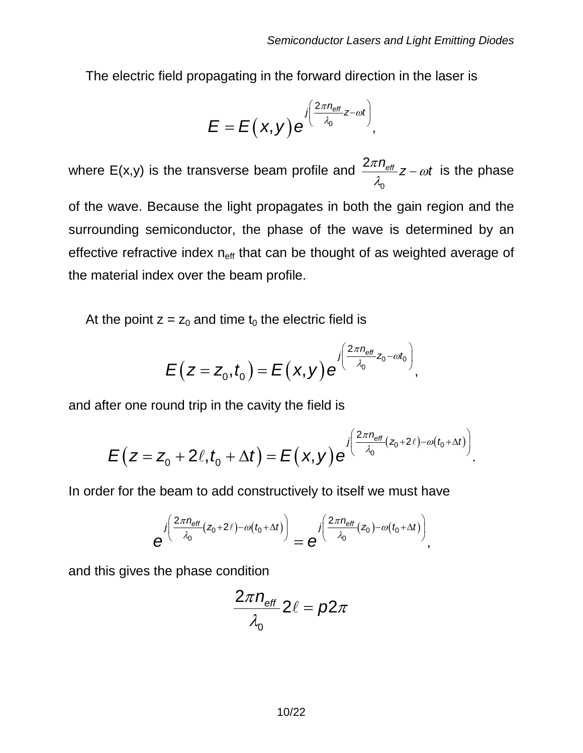The electric field propagating in the forward direction in the laser is

$$E = E\left(x,y\right)e^{j\left(\frac{2\pi n_{eff}}{\lambda_0}z-\omega t\right)},$$

where E(x,y) is the transverse beam profile and $\frac{2\pi n_{eff}}{\lambda_0}z-\omega t$ is the phase of the wave. Because the light propagates in both the gain region and the surrounding semiconductor, the phase of the wave is determined by an effective refractive index $n_{eff}$ that can be thought of as weighted average of the material index over the beam profile.

At the point $z = z_0$ and time $t_0$ the electric field is

$$E\left(z=z_0,t_0\right) = E\left(x,y\right)e^{j\left(\frac{2\pi n_{eff}}{\lambda_0}z_0-\omega t_0\right)},$$

and after one round trip in the cavity the field is

$$E\left(z=z_0+2\ell,t_0+\Delta t\right) = E\left(x,y\right)e^{j\left(\frac{2\pi n_{eff}}{\lambda_0}\left(z_0+2\ell\right)-\omega\left(t_0+\Delta t\right)\right)}.$$

In order for the beam to add constructively to itself we must have

$$e^{j\left(\frac{2\pi n_{eff}}{\lambda_0}\left(z_0+2\ell\right)-\omega\left(t_0+\Delta t\right)\right)} = e^{j\left(\frac{2\pi n_{eff}}{\lambda_0}\left(z_0\right)-\omega\left(t_0+\Delta t\right)\right)},$$

and this gives the phase condition

$$\frac{2\pi n_{eff}}{\lambda_0}2\ell = p2\pi$$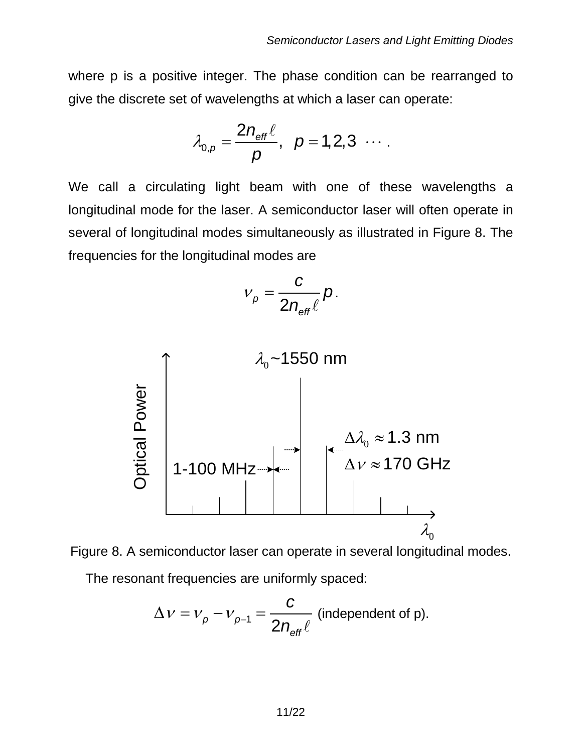where p is a positive integer. The phase condition can be rearranged to give the discrete set of wavelengths at which a laser can operate:

$$\lambda_{0,p} = \frac{2n_{eff}\ell}{p}, \quad p = 1,2,3 \ \cdots .$$

We call a circulating light beam with one of these wavelengths a longitudinal mode for the laser. A semiconductor laser will often operate in several of longitudinal modes simultaneously as illustrated in Figure 8. The frequencies for the longitudinal modes are

$$\nu_p = \frac{c}{2n_{eff}\ell}p .$$

Figure 8. A semiconductor laser can operate in several longitudinal modes.

The resonant frequencies are uniformly spaced:

$$\Delta\nu = \nu_p - \nu_{p-1} = \frac{c}{2n_{eff}\ell} \text{ (independent of p).}$$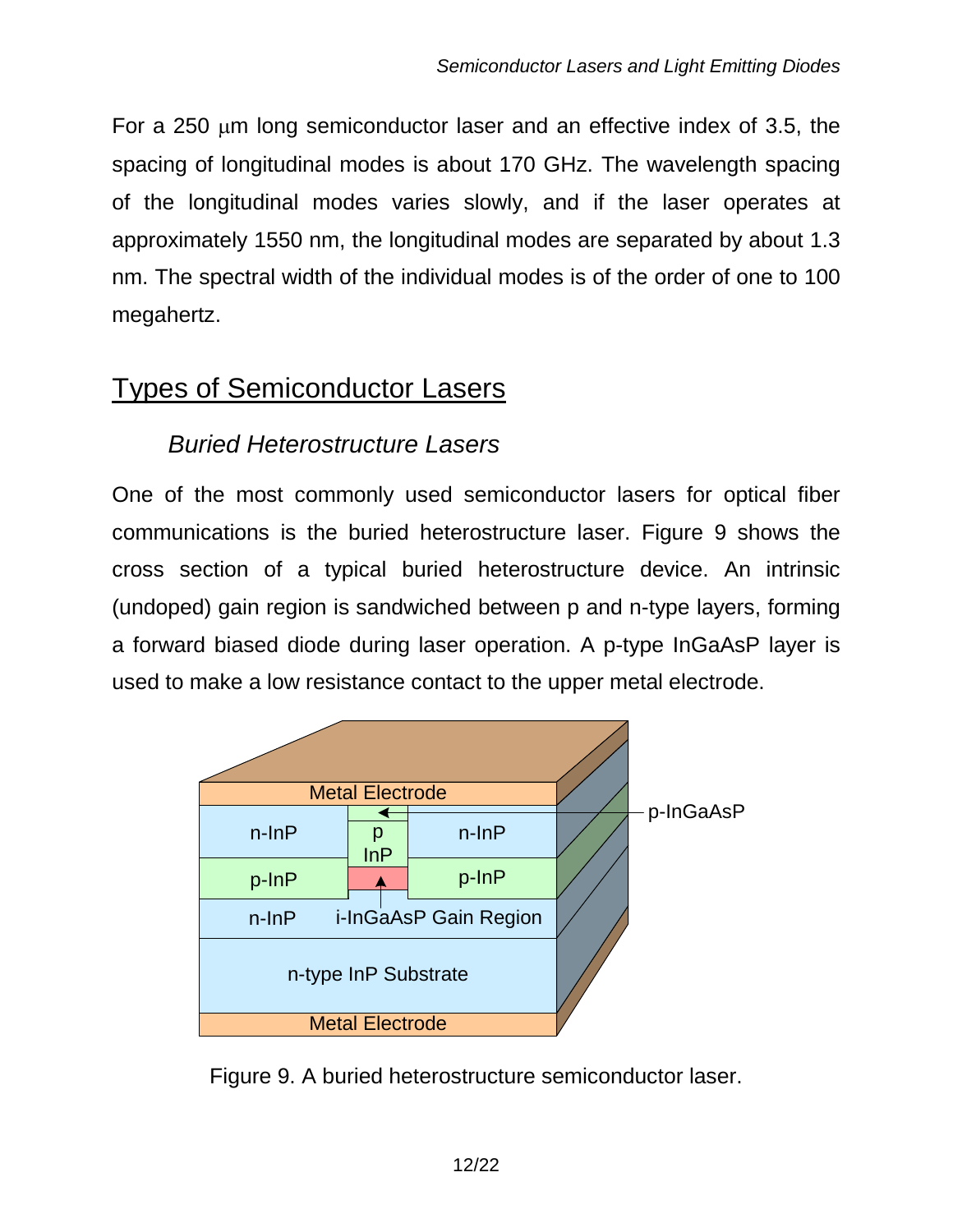For a 250 μm long semiconductor laser and an effective index of 3.5, the spacing of longitudinal modes is about 170 GHz. The wavelength spacing of the longitudinal modes varies slowly, and if the laser operates at approximately 1550 nm, the longitudinal modes are separated by about 1.3 nm. The spectral width of the individual modes is of the order of one to 100 megahertz.

## Types of Semiconductor Lasers

### *Buried Heterostructure Lasers*

One of the most commonly used semiconductor lasers for optical fiber communications is the buried heterostructure laser. Figure 9 shows the cross section of a typical buried heterostructure device. An intrinsic (undoped) gain region is sandwiched between p and n-type layers, forming a forward biased diode during laser operation. A p-type InGaAsP layer is used to make a low resistance contact to the upper metal electrode.

Figure 9. A buried heterostructure semiconductor laser.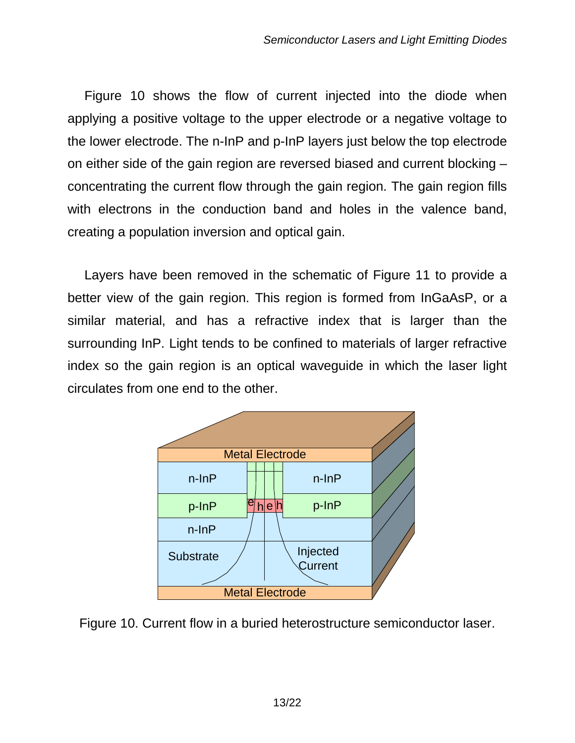Figure 10 shows the flow of current injected into the diode when applying a positive voltage to the upper electrode or a negative voltage to the lower electrode. The n-InP and p-InP layers just below the top electrode on either side of the gain region are reversed biased and current blocking – concentrating the current flow through the gain region. The gain region fills with electrons in the conduction band and holes in the valence band, creating a population inversion and optical gain.

Layers have been removed in the schematic of Figure 11 to provide a better view of the gain region. This region is formed from InGaAsP, or a similar material, and has a refractive index that is larger than the surrounding InP. Light tends to be confined to materials of larger refractive index so the gain region is an optical waveguide in which the laser light circulates from one end to the other.

Figure 10. Current flow in a buried heterostructure semiconductor laser.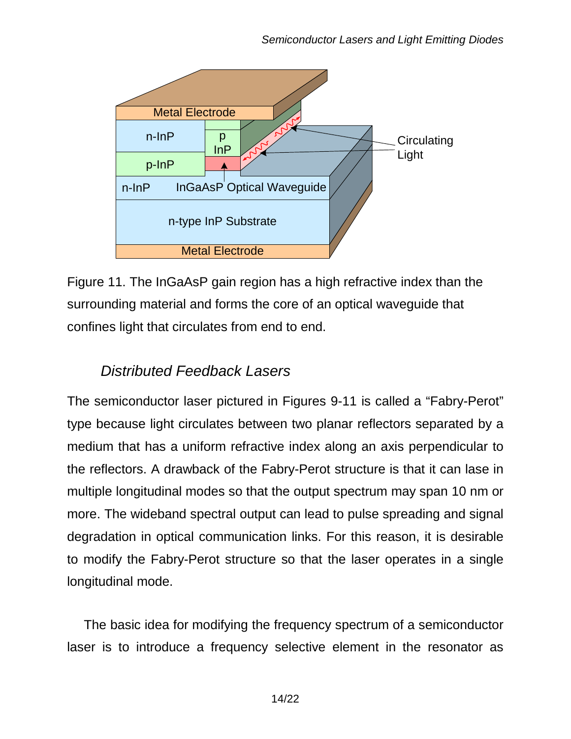Figure 11. The InGaAsP gain region has a high refractive index than the surrounding material and forms the core of an optical waveguide that confines light that circulates from end to end.

## *Distributed Feedback Lasers*

The semiconductor laser pictured in Figures 9-11 is called a “Fabry-Perot” type because light circulates between two planar reflectors separated by a medium that has a uniform refractive index along an axis perpendicular to the reflectors. A drawback of the Fabry-Perot structure is that it can lase in multiple longitudinal modes so that the output spectrum may span 10 nm or more. The wideband spectral output can lead to pulse spreading and signal degradation in optical communication links. For this reason, it is desirable to modify the Fabry-Perot structure so that the laser operates in a single longitudinal mode.

The basic idea for modifying the frequency spectrum of a semiconductor laser is to introduce a frequency selective element in the resonator as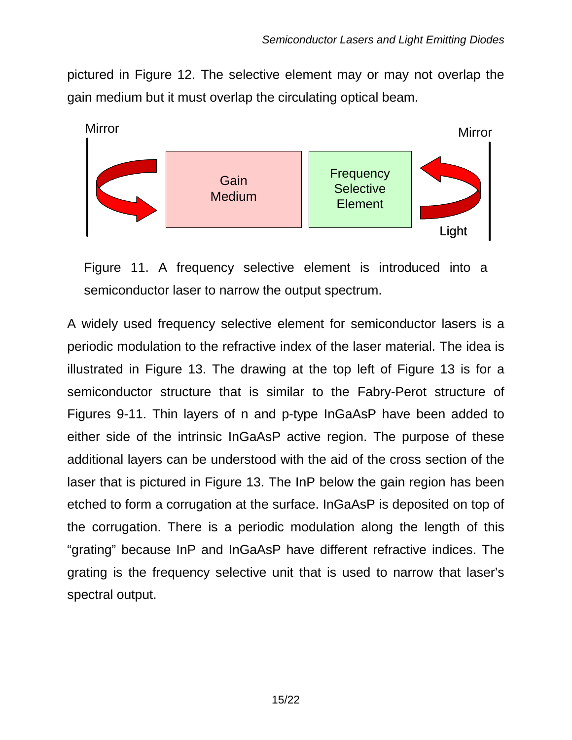pictured in Figure 12. The selective element may or may not overlap the gain medium but it must overlap the circulating optical beam.

Mirror Mirror

Gain Medium

Frequency Selective Element

Light

Figure 11. A frequency selective element is introduced into a semiconductor laser to narrow the output spectrum.

A widely used frequency selective element for semiconductor lasers is a periodic modulation to the refractive index of the laser material. The idea is illustrated in Figure 13. The drawing at the top left of Figure 13 is for a semiconductor structure that is similar to the Fabry-Perot structure of Figures 9-11. Thin layers of n and p-type InGaAsP have been added to either side of the intrinsic InGaAsP active region. The purpose of these additional layers can be understood with the aid of the cross section of the laser that is pictured in Figure 13. The InP below the gain region has been etched to form a corrugation at the surface. InGaAsP is deposited on top of the corrugation. There is a periodic modulation along the length of this "grating" because InP and InGaAsP have different refractive indices. The grating is the frequency selective unit that is used to narrow that laser's spectral output.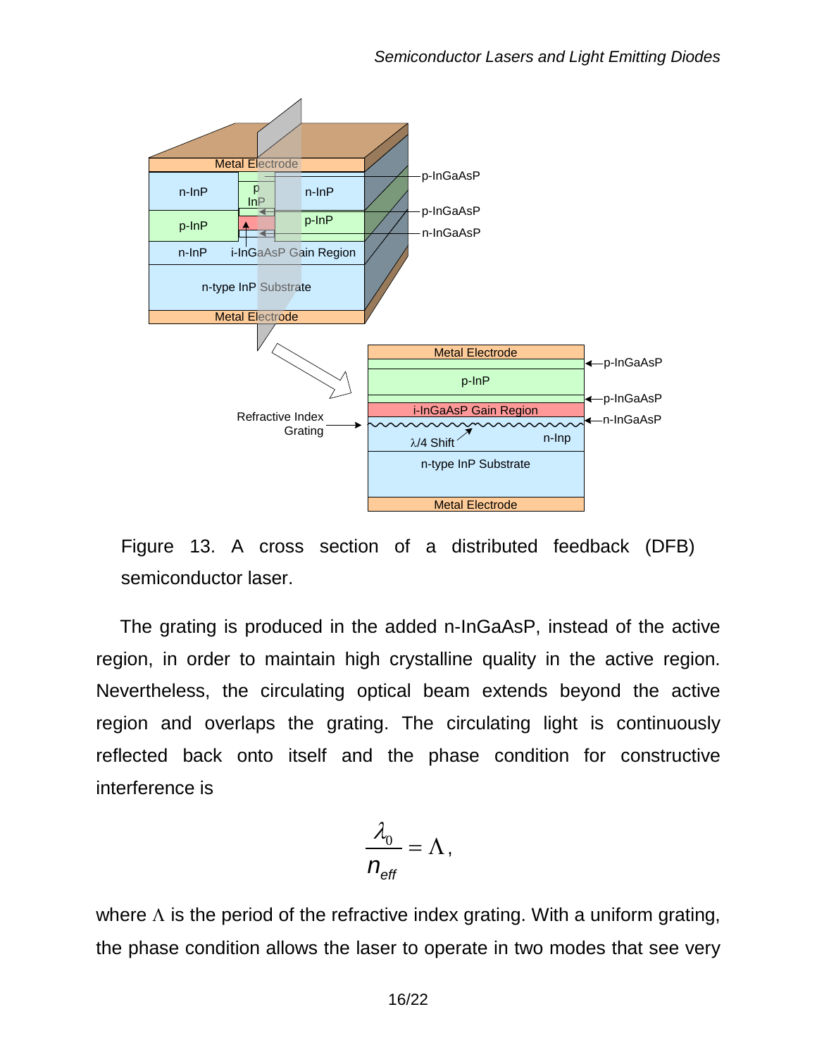Figure 13. A cross section of a distributed feedback (DFB) semiconductor laser.

The grating is produced in the added n-InGaAsP, instead of the active region, in order to maintain high crystalline quality in the active region. Nevertheless, the circulating optical beam extends beyond the active region and overlaps the grating. The circulating light is continuously reflected back onto itself and the phase condition for constructive interference is

$$\frac{\lambda_0}{n_{eff}} = \Lambda,$$

where $\Lambda$ is the period of the refractive index grating. With a uniform grating, the phase condition allows the laser to operate in two modes that see very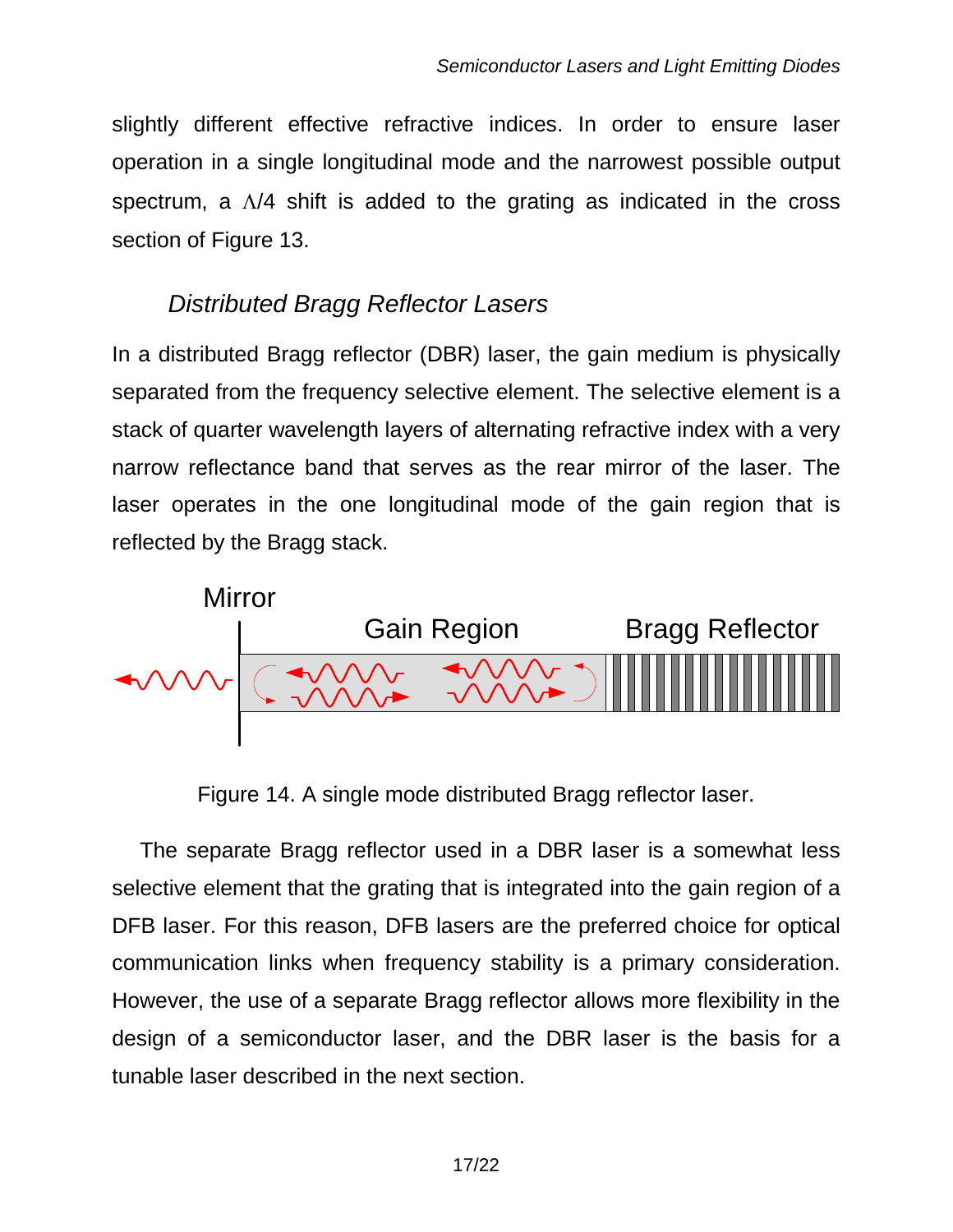slightly different effective refractive indices. In order to ensure laser operation in a single longitudinal mode and the narrowest possible output spectrum, a $\Lambda/4$ shift is added to the grating as indicated in the cross section of Figure 13.

### *Distributed Bragg Reflector Lasers*

In a distributed Bragg reflector (DBR) laser, the gain medium is physically separated from the frequency selective element. The selective element is a stack of quarter wavelength layers of alternating refractive index with a very narrow reflectance band that serves as the rear mirror of the laser. The laser operates in the one longitudinal mode of the gain region that is reflected by the Bragg stack.

Figure 14. A single mode distributed Bragg reflector laser.

The separate Bragg reflector used in a DBR laser is a somewhat less selective element that the grating that is integrated into the gain region of a DFB laser. For this reason, DFB lasers are the preferred choice for optical communication links when frequency stability is a primary consideration. However, the use of a separate Bragg reflector allows more flexibility in the design of a semiconductor laser, and the DBR laser is the basis for a tunable laser described in the next section.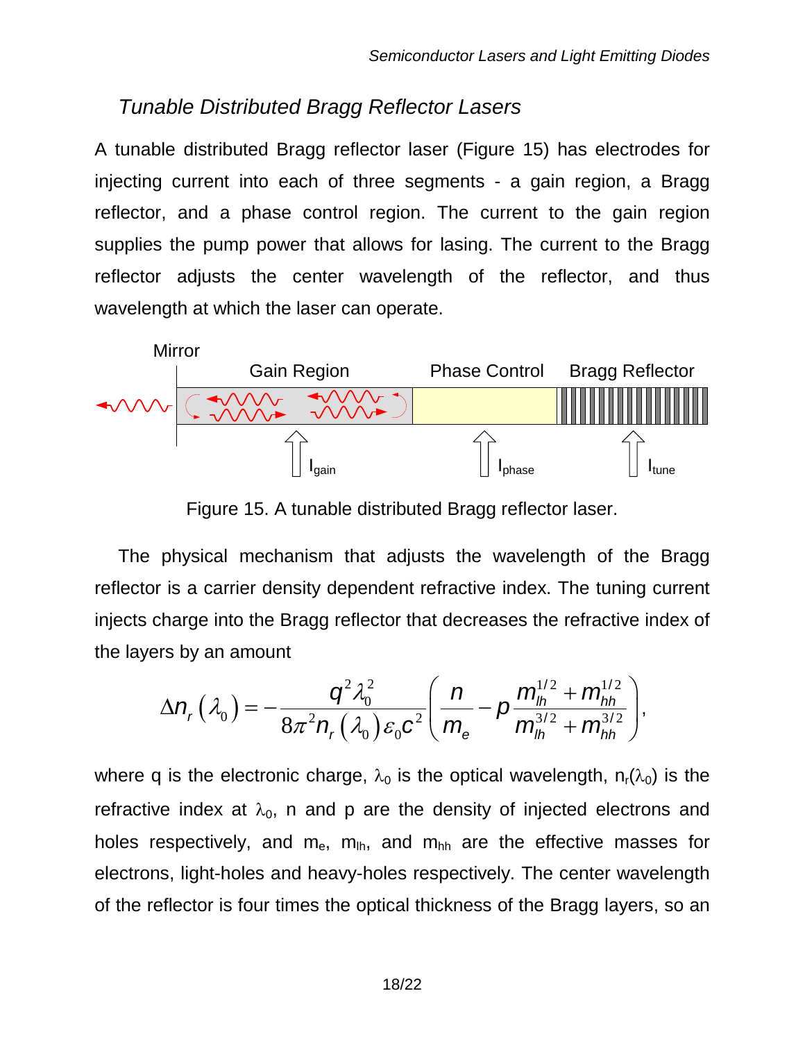## *Tunable Distributed Bragg Reflector Lasers*

A tunable distributed Bragg reflector laser (Figure 15) has electrodes for injecting current into each of three segments - a gain region, a Bragg reflector, and a phase control region. The current to the gain region supplies the pump power that allows for lasing. The current to the Bragg reflector adjusts the center wavelength of the reflector, and thus wavelength at which the laser can operate.

Figure 15. A tunable distributed Bragg reflector laser.

The physical mechanism that adjusts the wavelength of the Bragg reflector is a carrier density dependent refractive index. The tuning current injects charge into the Bragg reflector that decreases the refractive index of the layers by an amount

$$\Delta n_r(\lambda_0) = -\frac{q^2 \lambda_0^2}{8\pi^2 n_r(\lambda_0)\varepsilon_0 c^2}\left(\frac{n}{m_e} - p\,\frac{m_{lh}^{1/2} + m_{hh}^{1/2}}{m_{lh}^{3/2} + m_{hh}^{3/2}}\right),$$

where q is the electronic charge, $\lambda_0$ is the optical wavelength, $n_r(\lambda_0)$ is the refractive index at $\lambda_0$, n and p are the density of injected electrons and holes respectively, and $m_e$, $m_{lh}$, and $m_{hh}$ are the effective masses for electrons, light-holes and heavy-holes respectively. The center wavelength of the reflector is four times the optical thickness of the Bragg layers, so an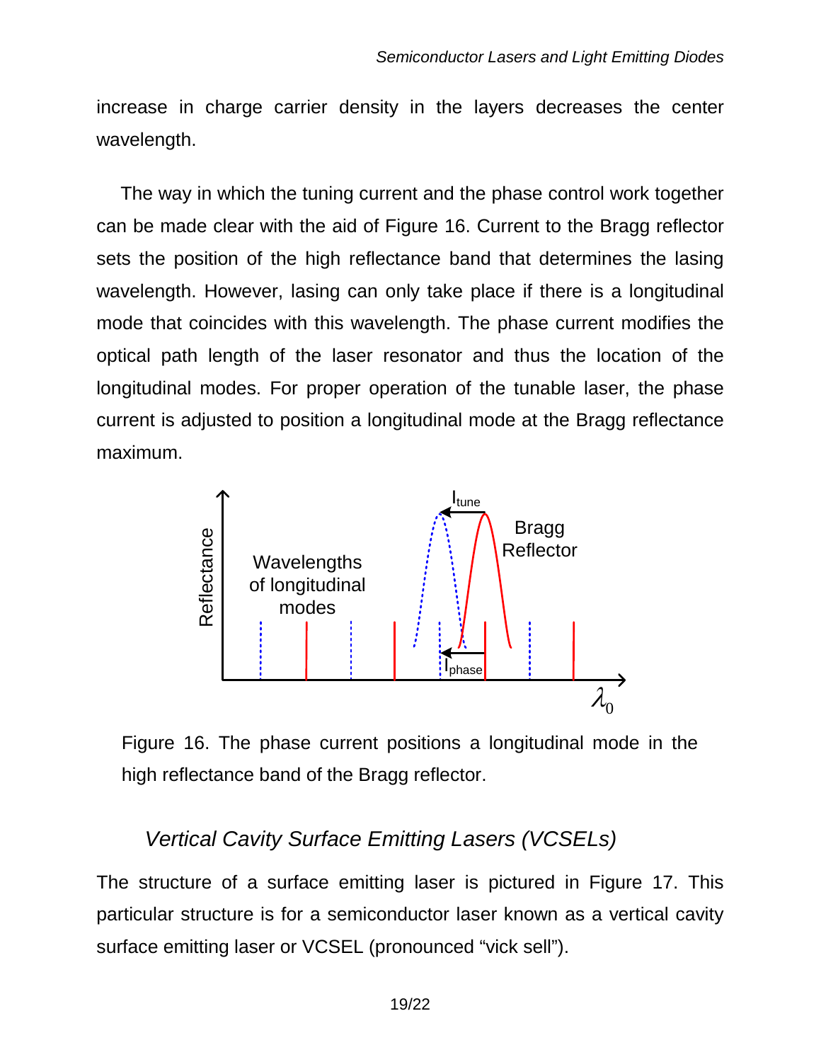increase in charge carrier density in the layers decreases the center wavelength.

The way in which the tuning current and the phase control work together can be made clear with the aid of Figure 16. Current to the Bragg reflector sets the position of the high reflectance band that determines the lasing wavelength. However, lasing can only take place if there is a longitudinal mode that coincides with this wavelength. The phase current modifies the optical path length of the laser resonator and thus the location of the longitudinal modes. For proper operation of the tunable laser, the phase current is adjusted to position a longitudinal mode at the Bragg reflectance maximum.

Figure 16. The phase current positions a longitudinal mode in the high reflectance band of the Bragg reflector.

## *Vertical Cavity Surface Emitting Lasers (VCSELs)*

The structure of a surface emitting laser is pictured in Figure 17. This particular structure is for a semiconductor laser known as a vertical cavity surface emitting laser or VCSEL (pronounced “vick sell”).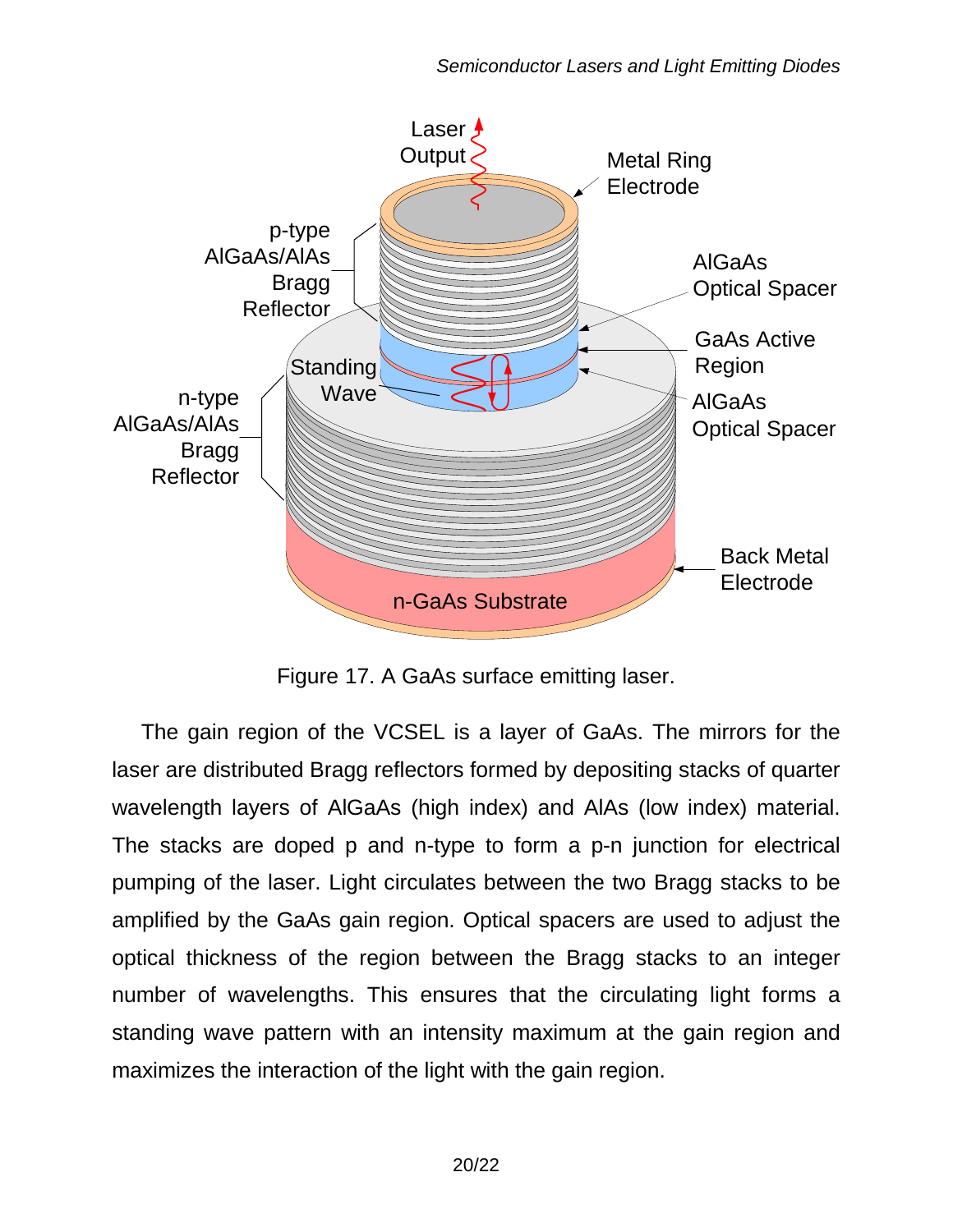Figure 17. A GaAs surface emitting laser.

The gain region of the VCSEL is a layer of GaAs. The mirrors for the laser are distributed Bragg reflectors formed by depositing stacks of quarter wavelength layers of AlGaAs (high index) and AlAs (low index) material. The stacks are doped p and n-type to form a p-n junction for electrical pumping of the laser. Light circulates between the two Bragg stacks to be amplified by the GaAs gain region. Optical spacers are used to adjust the optical thickness of the region between the Bragg stacks to an integer number of wavelengths. This ensures that the circulating light forms a standing wave pattern with an intensity maximum at the gain region and maximizes the interaction of the light with the gain region.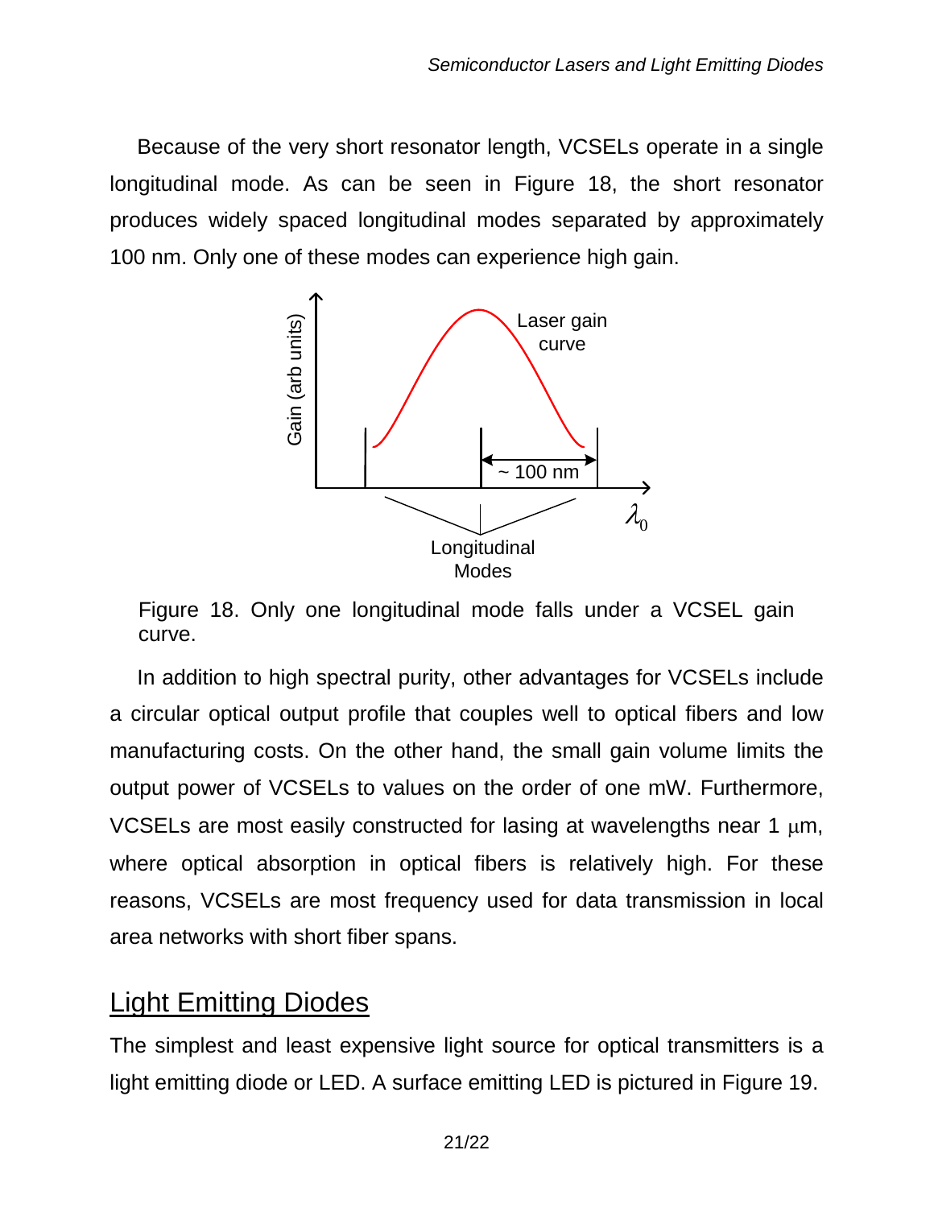Because of the very short resonator length, VCSELs operate in a single longitudinal mode. As can be seen in Figure 18, the short resonator produces widely spaced longitudinal modes separated by approximately 100 nm. Only one of these modes can experience high gain.

Figure 18. Only one longitudinal mode falls under a VCSEL gain curve.

In addition to high spectral purity, other advantages for VCSELs include a circular optical output profile that couples well to optical fibers and low manufacturing costs. On the other hand, the small gain volume limits the output power of VCSELs to values on the order of one mW. Furthermore, VCSELs are most easily constructed for lasing at wavelengths near 1 μm, where optical absorption in optical fibers is relatively high. For these reasons, VCSELs are most frequency used for data transmission in local area networks with short fiber spans.

## Light Emitting Diodes

The simplest and least expensive light source for optical transmitters is a light emitting diode or LED. A surface emitting LED is pictured in Figure 19.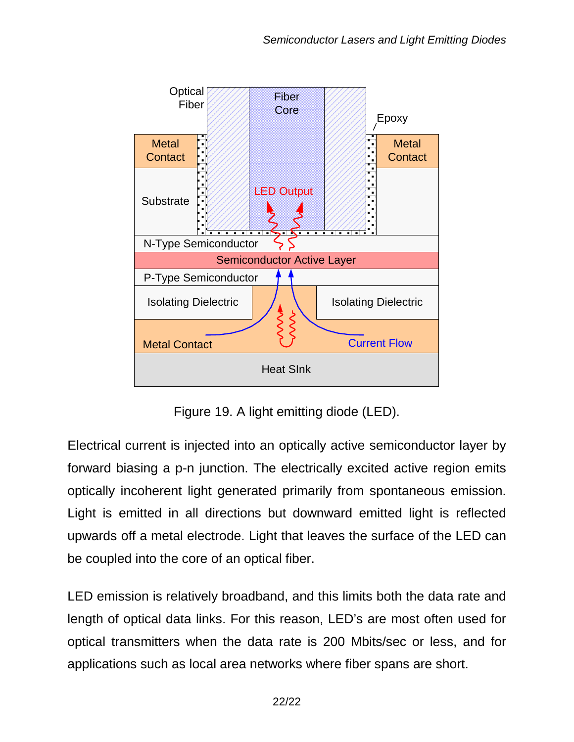Optical Fiber

Fiber Core

Epoxy

Metal Contact

Metal Contact

Substrate

LED Output

N-Type Semiconductor

Semiconductor Active Layer

P-Type Semiconductor

Isolating Dielectric

Isolating Dielectric

Metal Contact

Current Flow

Heat SInk

Figure 19. A light emitting diode (LED).

Electrical current is injected into an optically active semiconductor layer by forward biasing a p-n junction. The electrically excited active region emits optically incoherent light generated primarily from spontaneous emission. Light is emitted in all directions but downward emitted light is reflected upwards off a metal electrode. Light that leaves the surface of the LED can be coupled into the core of an optical fiber.

LED emission is relatively broadband, and this limits both the data rate and length of optical data links. For this reason, LED's are most often used for optical transmitters when the data rate is 200 Mbits/sec or less, and for applications such as local area networks where fiber spans are short.